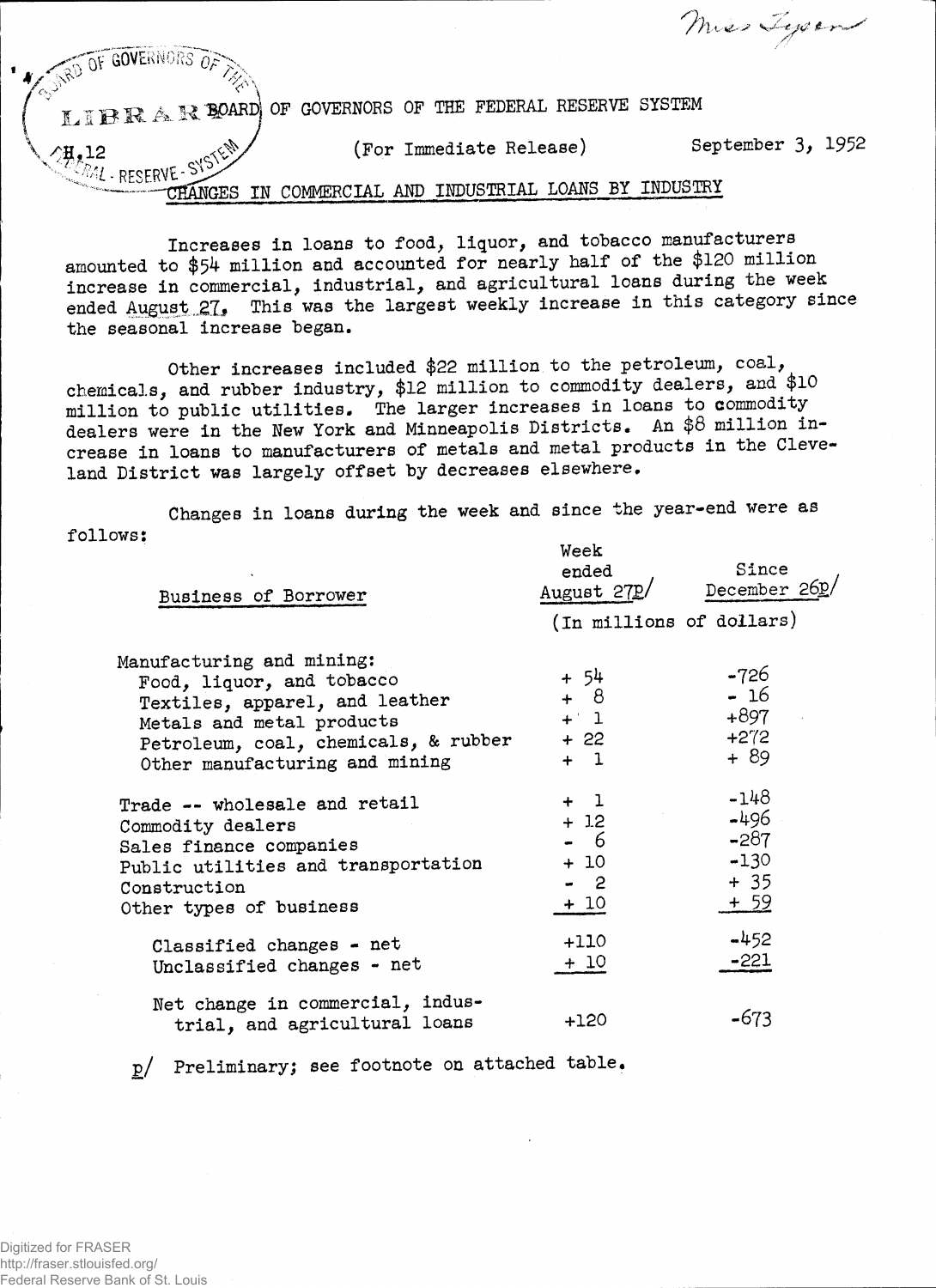Miss Lyon

BOARD OF GOVERNORS OF THE FEDERAL RESERVE SYSTEM

H.12

(For Immediate Release) September 3, 1952

# CHANGES IN COMMERCIAL AND INDUSTRIAL LOANS BY INDUSTRY

Increases in loans to food, liquor, and tobacco manufacturers amounted to $54 million and accounted for nearly half of the $120 million increase in commercial, industrial, and agricultural loans during the week ended August 27. This was the largest weekly increase in this category since the seasonal increase began.

Other increases included $22 million to the petroleum, coal, chemicals, and rubber industry, $12 million to commodity dealers, and $10 million to public utilities. The larger increases in loans to commodity dealers were in the New York and Minneapolis Districts. An $8 million increase in loans to manufacturers of metals and metal products in the Cleveland District was largely offset by decreases elsewhere.

Changes in loans during the week and since the year-end were as follows:

| Business of Borrower | Week ended August 27p/ | Since December 26p/ |
|---|---|---|
| | (In millions of dollars) | |
| Manufacturing and mining: | | |
| Food, liquor, and tobacco | + 54 | -726 |
| Textiles, apparel, and leather | + 8 | - 16 |
| Metals and metal products | + 1 | +897 |
| Petroleum, coal, chemicals, & rubber | + 22 | +272 |
| Other manufacturing and mining | + 1 | + 89 |
| Trade -- wholesale and retail | + 1 | -148 |
| Commodity dealers | + 12 | -496 |
| Sales finance companies | - 6 | -287 |
| Public utilities and transportation | + 10 | -130 |
| Construction | - 2 | + 35 |
| Other types of business | + 10 | + 59 |
| Classified changes - net | +110 | -452 |
| Unclassified changes - net | + 10 | -221 |
| Net change in commercial, industrial, and agricultural loans | +120 | -673 |

p/ Preliminary; see footnote on attached table.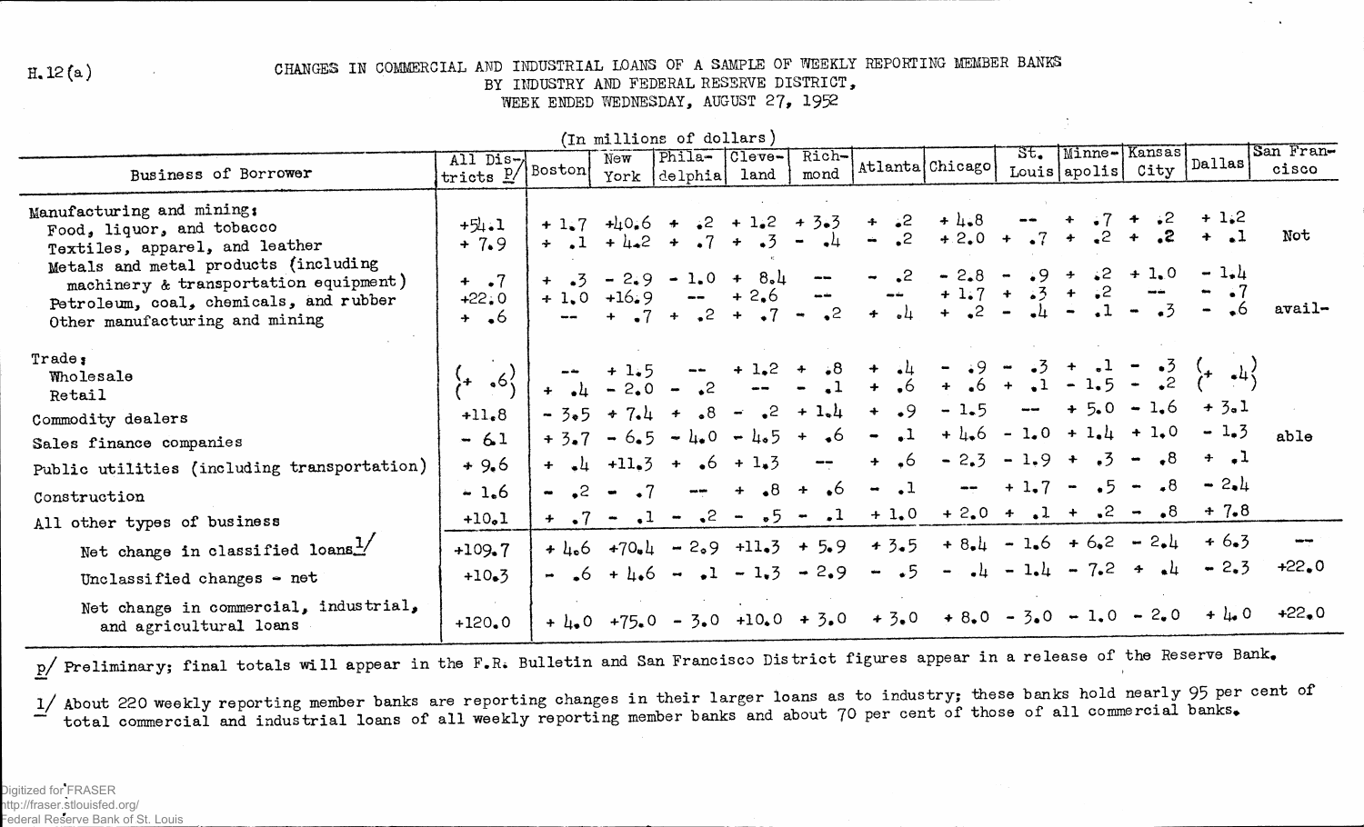H.12(a)

# CHANGES IN COMMERCIAL AND INDUSTRIAL LOANS OF A SAMPLE OF WEEKLY REPORTING MEMBER BANKS BY INDUSTRY AND FEDERAL RESERVE DISTRICT, WEEK ENDED WEDNESDAY, AUGUST 27, 1952

(In millions of dollars)

| Business of Borrower | All Districts p/ | Boston | New York | Philadelphia | Cleveland | Richmond | Atlanta | Chicago | St. Louis | Minneapolis | Kansas City | Dallas | San Francisco |
|---|---|---|---|---|---|---|---|---|---|---|---|---|---|
| Manufacturing and mining: | | | | | | | | | | | | | |
| Food, liquor, and tobacco | +54.1 | + 1.7 | +40.6 | + .2 | + 1.2 | + 3.3 | + .2 | + 4.8 | -- | + .7 | + .2 | + 1.2 | Not |
| Textiles, apparel, and leather | + 7.9 | + .1 | + 4.2 | + .7 | + .3 | - .4 | - .2 | + 2.0 | + .7 | + .2 | + .2 | + .1 | |
| Metals and metal products (including machinery & transportation equipment) | + .7 | + .3 | - 2.9 | - 1.0 | + 8.4 | -- | - .2 | - 2.8 | - .9 | + .2 | + 1.0 | - 1.4 | |
| Petroleum, coal, chemicals, and rubber | +22.0 | + 1.0 | +16.9 | -- | + 2.6 | -- | -- | + 1.7 | + .3 | + .2 | -- | - .7 | |
| Other manufacturing and mining | + .6 | -- | + .7 | + .2 | + .7 | - .2 | + .4 | + .2 | - .4 | - .1 | - .3 | - .6 | avail- |
| Trade: | | | | | | | | | | | | | |
| Wholesale | (+ .6) | -- | + 1.5 | -- | + 1.2 | + .8 | + .4 | - .9 | - .3 | + .1 | - .3 | (+ .4) | |
| Retail | | + .4 | - 2.0 | - .2 | -- | - .1 | + .6 | + .6 | + .1 | - 1.5 | - .2 | | |
| Commodity dealers | +11.8 | - 3.5 | + 7.4 | + .8 | - .2 | + 1.4 | + .9 | - 1.5 | -- | + 5.0 | - 1.6 | + 3.1 | |
| Sales finance companies | - 6.1 | + 3.7 | - 6.5 | - 4.0 | - 4.5 | + .6 | - .1 | + 4.6 | - 1.0 | + 1.4 | + 1.0 | - 1.3 | able |
| Public utilities (including transportation) | + 9.6 | + .4 | +11.3 | + .6 | + 1.3 | -- | + .6 | - 2.3 | - 1.9 | + .3 | - .8 | + .1 | |
| Construction | - 1.6 | - .2 | - .7 | -- | + .8 | + .6 | - .1 | -- | + 1.7 | - .5 | - .8 | - 2.4 | |
| All other types of business | +10.1 | + .7 | - .1 | - .2 | - .5 | - .1 | + 1.0 | + 2.0 | + .1 | + .2 | - .8 | + 7.8 | |
| Net change in classified loans 1/ | +109.7 | + 4.6 | +70.4 | - 2.9 | +11.3 | + 5.9 | + 3.5 | + 8.4 | - 1.6 | + 6.2 | - 2.4 | + 6.3 | -- |
| Unclassified changes - net | +10.3 | - .6 | + 4.6 | - .1 | - 1.3 | - 2.9 | - .5 | - .4 | - 1.4 | - 7.2 | + .4 | - 2.3 | +22.0 |
| Net change in commercial, industrial, and agricultural loans | +120.0 | + 4.0 | +75.0 | - 3.0 | +10.0 | + 3.0 | + 3.0 | + 8.0 | - 3.0 | - 1.0 | - 2.0 | + 4.0 | +22.0 |

p/ Preliminary; final totals will appear in the F.R. Bulletin and San Francisco District figures appear in a release of the Reserve Bank.

1/ About 220 weekly reporting member banks are reporting changes in their larger loans as to industry; these banks hold nearly 95 per cent of total commercial and industrial loans of all weekly reporting member banks and about 70 per cent of those of all commercial banks.